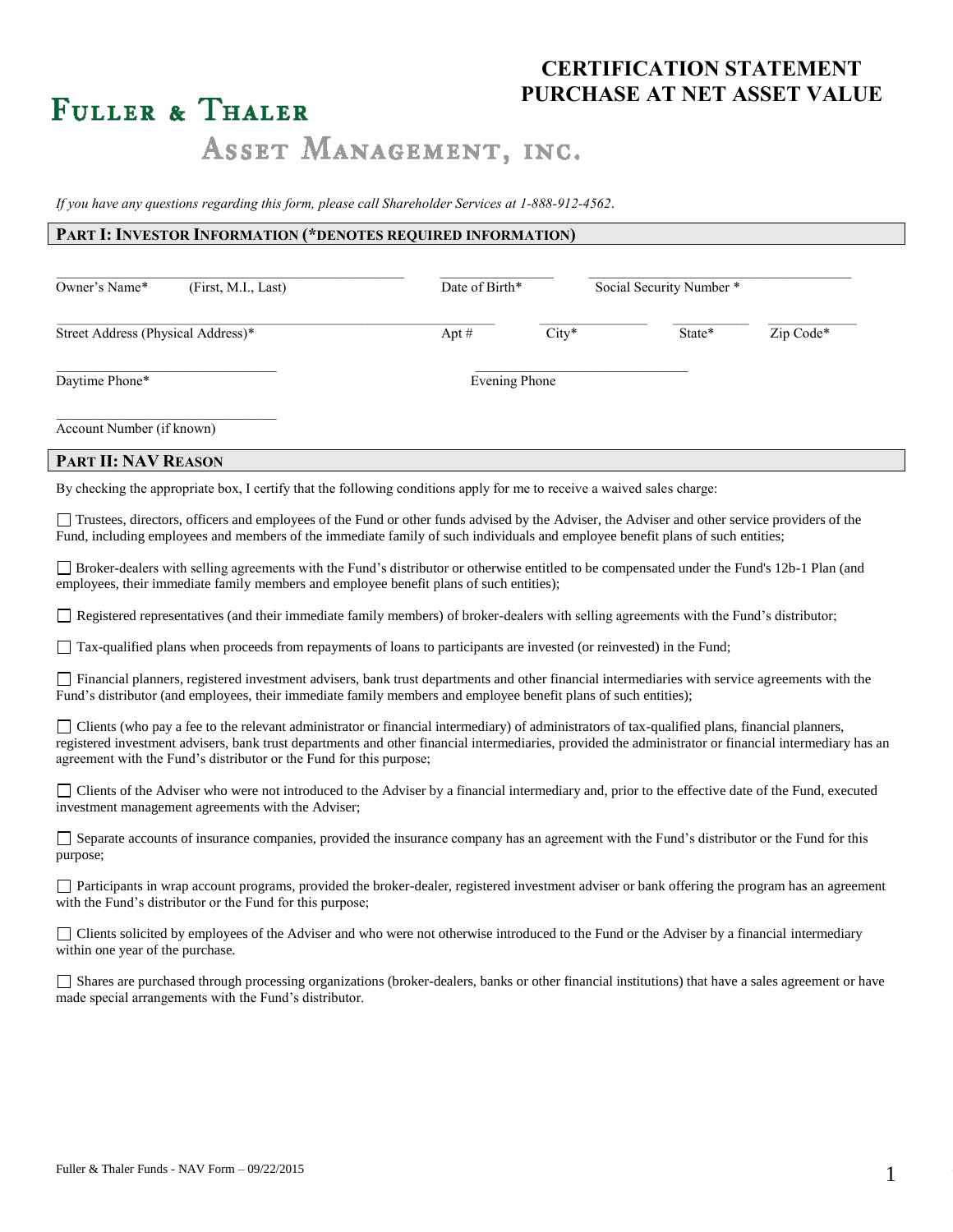# CERTIFICATION STATEMENT PURCHASE AT NET ASSET VALUE

**FULLER & THALER**
**ASSET MANAGEMENT, INC.**

*If you have any questions regarding this form, please call Shareholder Services at 1-888-912-4562.*

## PART I: INVESTOR INFORMATION (*DENOTES REQUIRED INFORMATION)

| | | |
|---|---|---|
| Owner's Name* (First, M.I., Last) | Date of Birth* | Social Security Number * |

| | | | | |
|---|---|---|---|---|
| Street Address (Physical Address)* | Apt # | City* | State* | Zip Code* |

| | |
|---|---|
| Daytime Phone* | Evening Phone |

Account Number (if known)

## PART II: NAV REASON

By checking the appropriate box, I certify that the following conditions apply for me to receive a waived sales charge:

☐ Trustees, directors, officers and employees of the Fund or other funds advised by the Adviser, the Adviser and other service providers of the Fund, including employees and members of the immediate family of such individuals and employee benefit plans of such entities;

☐ Broker-dealers with selling agreements with the Fund's distributor or otherwise entitled to be compensated under the Fund's 12b-1 Plan (and employees, their immediate family members and employee benefit plans of such entities);

☐ Registered representatives (and their immediate family members) of broker-dealers with selling agreements with the Fund's distributor;

☐ Tax-qualified plans when proceeds from repayments of loans to participants are invested (or reinvested) in the Fund;

☐ Financial planners, registered investment advisers, bank trust departments and other financial intermediaries with service agreements with the Fund's distributor (and employees, their immediate family members and employee benefit plans of such entities);

☐ Clients (who pay a fee to the relevant administrator or financial intermediary) of administrators of tax-qualified plans, financial planners, registered investment advisers, bank trust departments and other financial intermediaries, provided the administrator or financial intermediary has an agreement with the Fund's distributor or the Fund for this purpose;

☐ Clients of the Adviser who were not introduced to the Adviser by a financial intermediary and, prior to the effective date of the Fund, executed investment management agreements with the Adviser;

☐ Separate accounts of insurance companies, provided the insurance company has an agreement with the Fund's distributor or the Fund for this purpose;

☐ Participants in wrap account programs, provided the broker-dealer, registered investment adviser or bank offering the program has an agreement with the Fund's distributor or the Fund for this purpose;

☐ Clients solicited by employees of the Adviser and who were not otherwise introduced to the Fund or the Adviser by a financial intermediary within one year of the purchase.

☐ Shares are purchased through processing organizations (broker-dealers, banks or other financial institutions) that have a sales agreement or have made special arrangements with the Fund's distributor.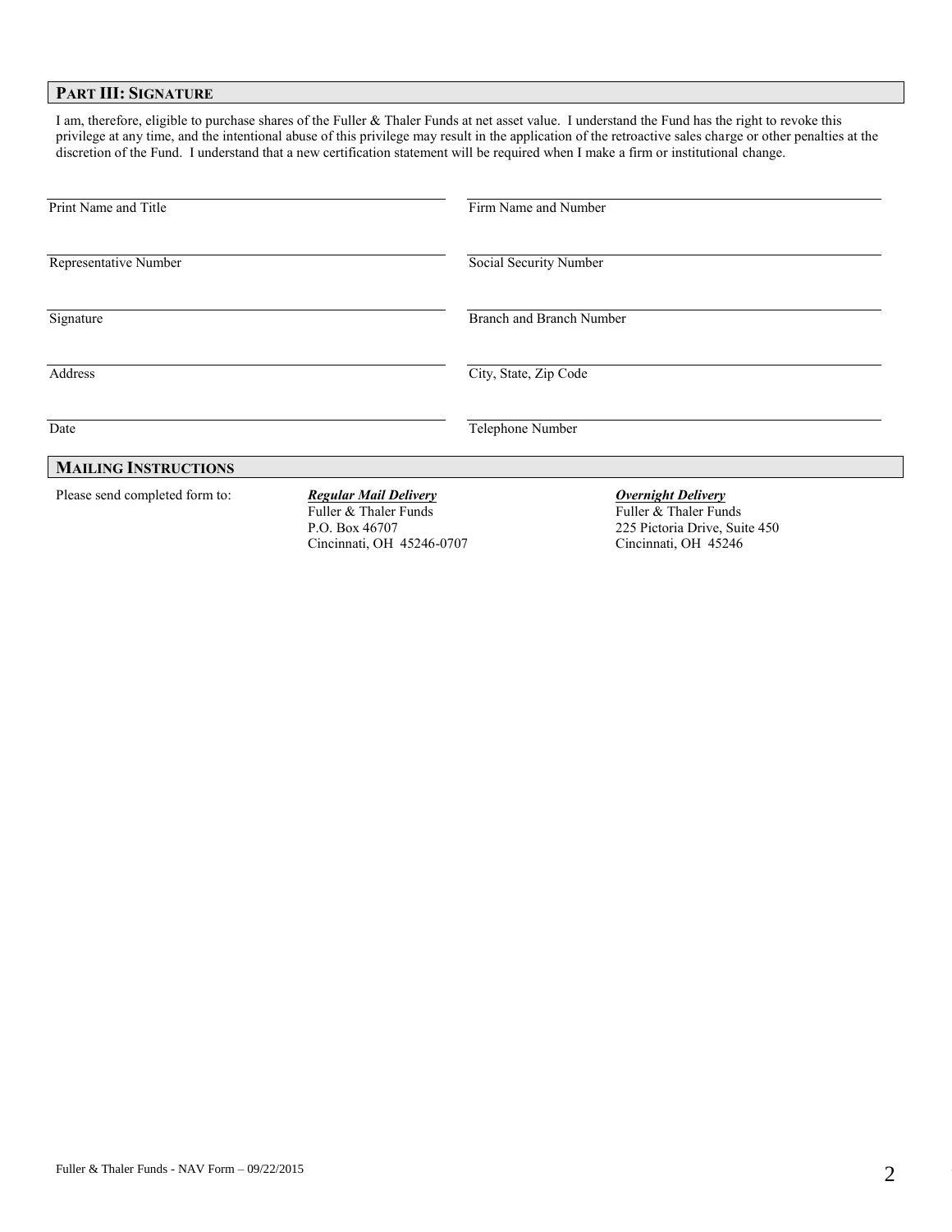## PART III: SIGNATURE

I am, therefore, eligible to purchase shares of the Fuller & Thaler Funds at net asset value. I understand the Fund has the right to revoke this privilege at any time, and the intentional abuse of this privilege may result in the application of the retroactive sales charge or other penalties at the discretion of the Fund. I understand that a new certification statement will be required when I make a firm or institutional change.

| | |
|---|---|
| Print Name and Title | Firm Name and Number |
| Representative Number | Social Security Number |
| Signature | Branch and Branch Number |
| Address | City, State, Zip Code |
| Date | Telephone Number |

## MAILING INSTRUCTIONS

Please send completed form to:

***Regular Mail Delivery***
Fuller & Thaler Funds
P.O. Box 46707
Cincinnati, OH 45246-0707

***Overnight Delivery***
Fuller & Thaler Funds
225 Pictoria Drive, Suite 450
Cincinnati, OH 45246

Fuller & Thaler Funds - NAV Form – 09/22/2015